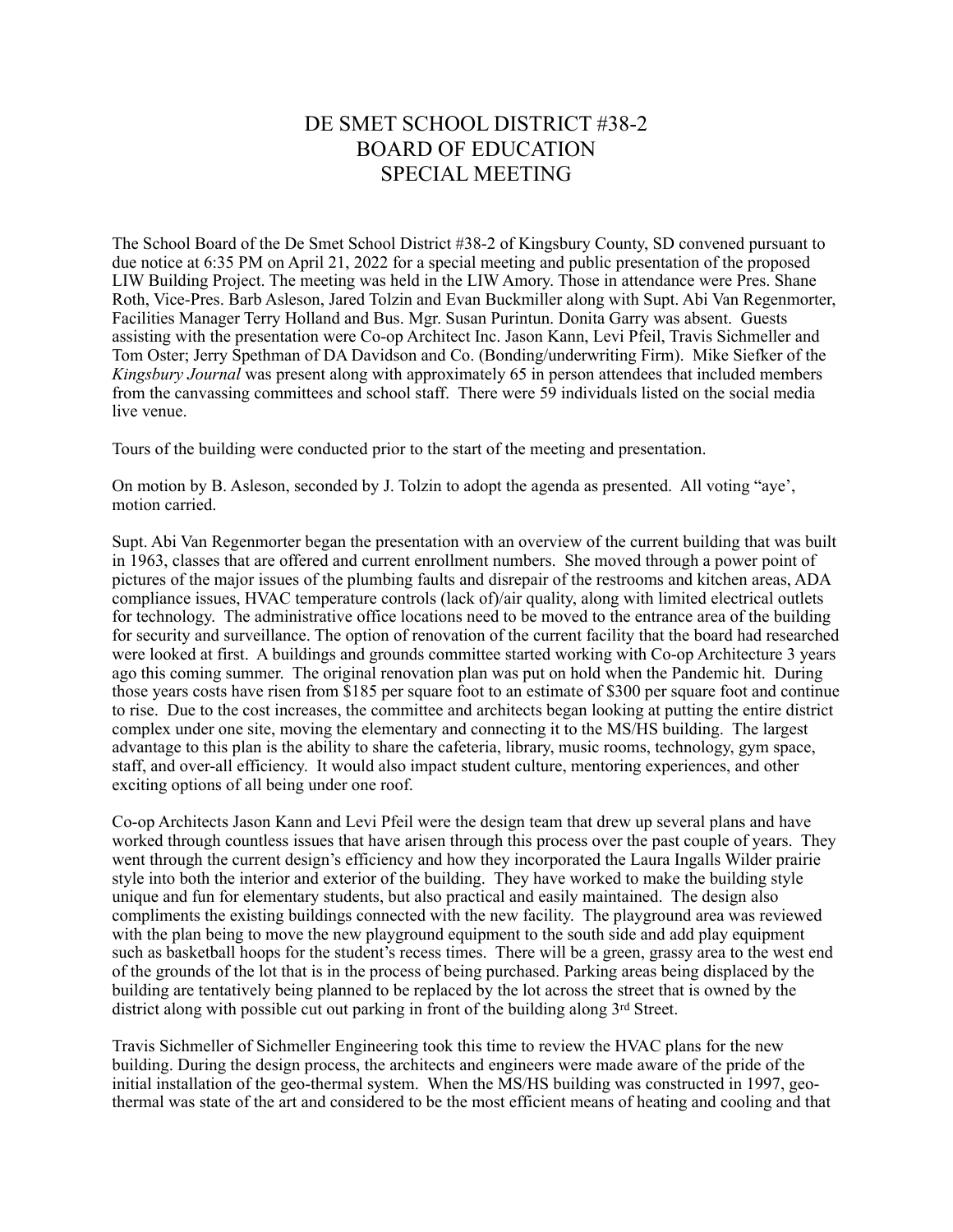# DE SMET SCHOOL DISTRICT #38-2
# BOARD OF EDUCATION
# SPECIAL MEETING

The School Board of the De Smet School District #38-2 of Kingsbury County, SD convened pursuant to due notice at 6:35 PM on April 21, 2022 for a special meeting and public presentation of the proposed LIW Building Project. The meeting was held in the LIW Amory. Those in attendance were Pres. Shane Roth, Vice-Pres. Barb Asleson, Jared Tolzin and Evan Buckmiller along with Supt. Abi Van Regenmorter, Facilities Manager Terry Holland and Bus. Mgr. Susan Purintun. Donita Garry was absent. Guests assisting with the presentation were Co-op Architect Inc. Jason Kann, Levi Pfeil, Travis Sichmeller and Tom Oster; Jerry Spethman of DA Davidson and Co. (Bonding/underwriting Firm). Mike Siefker of the *Kingsbury Journal* was present along with approximately 65 in person attendees that included members from the canvassing committees and school staff. There were 59 individuals listed on the social media live venue.

Tours of the building were conducted prior to the start of the meeting and presentation.

On motion by B. Asleson, seconded by J. Tolzin to adopt the agenda as presented. All voting "aye', motion carried.

Supt. Abi Van Regenmorter began the presentation with an overview of the current building that was built in 1963, classes that are offered and current enrollment numbers. She moved through a power point of pictures of the major issues of the plumbing faults and disrepair of the restrooms and kitchen areas, ADA compliance issues, HVAC temperature controls (lack of)/air quality, along with limited electrical outlets for technology. The administrative office locations need to be moved to the entrance area of the building for security and surveillance. The option of renovation of the current facility that the board had researched were looked at first. A buildings and grounds committee started working with Co-op Architecture 3 years ago this coming summer. The original renovation plan was put on hold when the Pandemic hit. During those years costs have risen from $185 per square foot to an estimate of $300 per square foot and continue to rise. Due to the cost increases, the committee and architects began looking at putting the entire district complex under one site, moving the elementary and connecting it to the MS/HS building. The largest advantage to this plan is the ability to share the cafeteria, library, music rooms, technology, gym space, staff, and over-all efficiency. It would also impact student culture, mentoring experiences, and other exciting options of all being under one roof.

Co-op Architects Jason Kann and Levi Pfeil were the design team that drew up several plans and have worked through countless issues that have arisen through this process over the past couple of years. They went through the current design's efficiency and how they incorporated the Laura Ingalls Wilder prairie style into both the interior and exterior of the building. They have worked to make the building style unique and fun for elementary students, but also practical and easily maintained. The design also compliments the existing buildings connected with the new facility. The playground area was reviewed with the plan being to move the new playground equipment to the south side and add play equipment such as basketball hoops for the student's recess times. There will be a green, grassy area to the west end of the grounds of the lot that is in the process of being purchased. Parking areas being displaced by the building are tentatively being planned to be replaced by the lot across the street that is owned by the district along with possible cut out parking in front of the building along 3rd Street.

Travis Sichmeller of Sichmeller Engineering took this time to review the HVAC plans for the new building. During the design process, the architects and engineers were made aware of the pride of the initial installation of the geo-thermal system. When the MS/HS building was constructed in 1997, geo-thermal was state of the art and considered to be the most efficient means of heating and cooling and that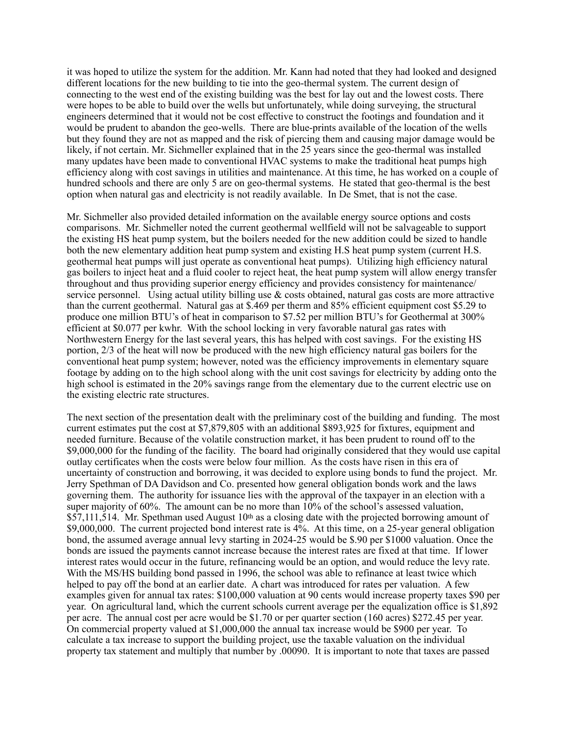it was hoped to utilize the system for the addition. Mr. Kann had noted that they had looked and designed different locations for the new building to tie into the geo-thermal system. The current design of connecting to the west end of the existing building was the best for lay out and the lowest costs. There were hopes to be able to build over the wells but unfortunately, while doing surveying, the structural engineers determined that it would not be cost effective to construct the footings and foundation and it would be prudent to abandon the geo-wells. There are blue-prints available of the location of the wells but they found they are not as mapped and the risk of piercing them and causing major damage would be likely, if not certain. Mr. Sichmeller explained that in the 25 years since the geo-thermal was installed many updates have been made to conventional HVAC systems to make the traditional heat pumps high efficiency along with cost savings in utilities and maintenance. At this time, he has worked on a couple of hundred schools and there are only 5 are on geo-thermal systems. He stated that geo-thermal is the best option when natural gas and electricity is not readily available. In De Smet, that is not the case.

Mr. Sichmeller also provided detailed information on the available energy source options and costs comparisons. Mr. Sichmeller noted the current geothermal wellfield will not be salvageable to support the existing HS heat pump system, but the boilers needed for the new addition could be sized to handle both the new elementary addition heat pump system and existing H.S heat pump system (current H.S. geothermal heat pumps will just operate as conventional heat pumps). Utilizing high efficiency natural gas boilers to inject heat and a fluid cooler to reject heat, the heat pump system will allow energy transfer throughout and thus providing superior energy efficiency and provides consistency for maintenance/ service personnel. Using actual utility billing use & costs obtained, natural gas costs are more attractive than the current geothermal. Natural gas at $.469 per therm and 85% efficient equipment cost $5.29 to produce one million BTU's of heat in comparison to $7.52 per million BTU's for Geothermal at 300% efficient at $0.077 per kwhr. With the school locking in very favorable natural gas rates with Northwestern Energy for the last several years, this has helped with cost savings. For the existing HS portion, 2/3 of the heat will now be produced with the new high efficiency natural gas boilers for the conventional heat pump system; however, noted was the efficiency improvements in elementary square footage by adding on to the high school along with the unit cost savings for electricity by adding onto the high school is estimated in the 20% savings range from the elementary due to the current electric use on the existing electric rate structures.

The next section of the presentation dealt with the preliminary cost of the building and funding. The most current estimates put the cost at $7,879,805 with an additional $893,925 for fixtures, equipment and needed furniture. Because of the volatile construction market, it has been prudent to round off to the $9,000,000 for the funding of the facility. The board had originally considered that they would use capital outlay certificates when the costs were below four million. As the costs have risen in this era of uncertainty of construction and borrowing, it was decided to explore using bonds to fund the project. Mr. Jerry Spethman of DA Davidson and Co. presented how general obligation bonds work and the laws governing them. The authority for issuance lies with the approval of the taxpayer in an election with a super majority of 60%. The amount can be no more than 10% of the school's assessed valuation, $57,111,514. Mr. Spethman used August 10th as a closing date with the projected borrowing amount of $9,000,000. The current projected bond interest rate is 4%. At this time, on a 25-year general obligation bond, the assumed average annual levy starting in 2024-25 would be $.90 per $1000 valuation. Once the bonds are issued the payments cannot increase because the interest rates are fixed at that time. If lower interest rates would occur in the future, refinancing would be an option, and would reduce the levy rate. With the MS/HS building bond passed in 1996, the school was able to refinance at least twice which helped to pay off the bond at an earlier date. A chart was introduced for rates per valuation. A few examples given for annual tax rates: $100,000 valuation at 90 cents would increase property taxes $90 per year. On agricultural land, which the current schools current average per the equalization office is $1,892 per acre. The annual cost per acre would be $1.70 or per quarter section (160 acres) $272.45 per year. On commercial property valued at $1,000,000 the annual tax increase would be $900 per year. To calculate a tax increase to support the building project, use the taxable valuation on the individual property tax statement and multiply that number by .00090. It is important to note that taxes are passed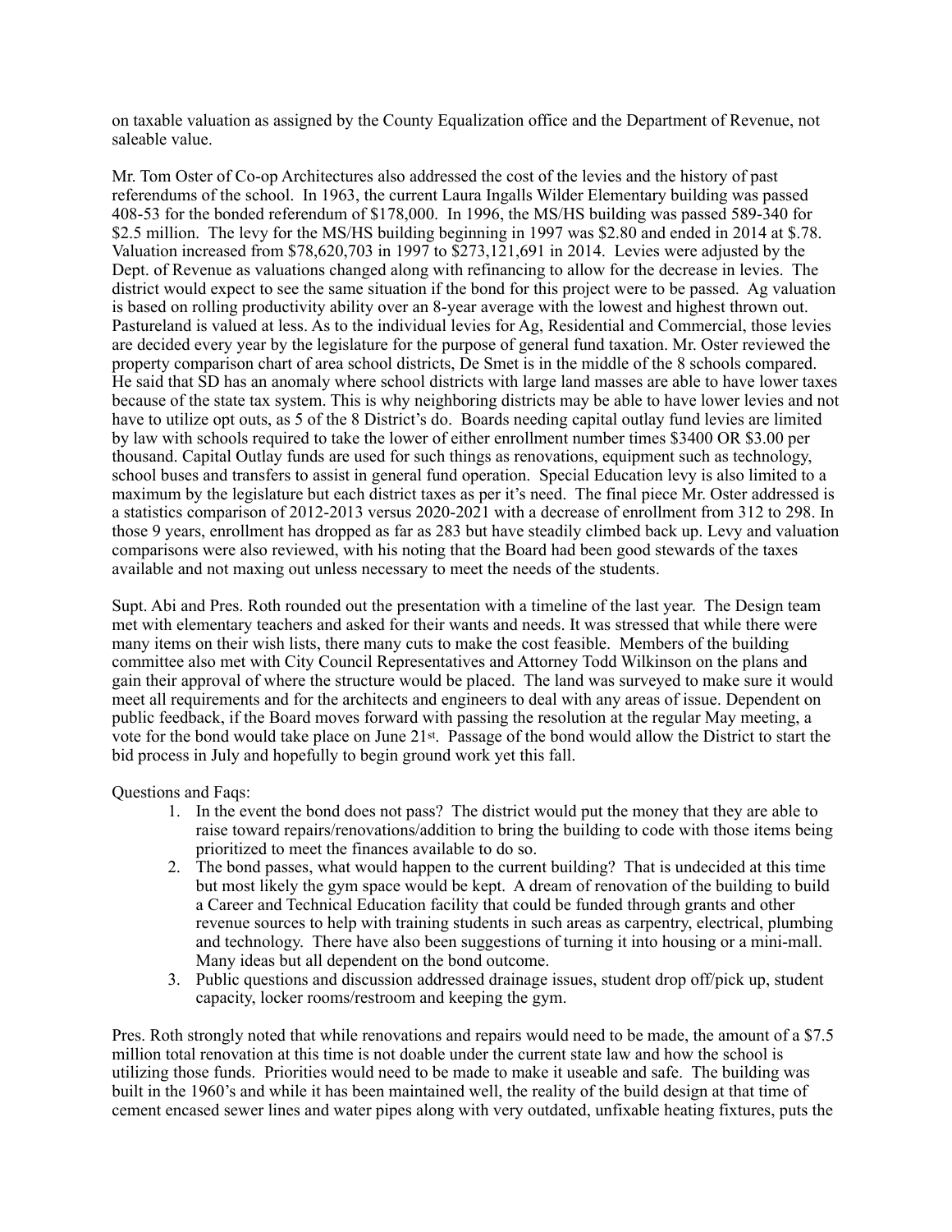on taxable valuation as assigned by the County Equalization office and the Department of Revenue, not saleable value.

Mr. Tom Oster of Co-op Architectures also addressed the cost of the levies and the history of past referendums of the school. In 1963, the current Laura Ingalls Wilder Elementary building was passed 408-53 for the bonded referendum of $178,000. In 1996, the MS/HS building was passed 589-340 for $2.5 million. The levy for the MS/HS building beginning in 1997 was $2.80 and ended in 2014 at $.78. Valuation increased from $78,620,703 in 1997 to $273,121,691 in 2014. Levies were adjusted by the Dept. of Revenue as valuations changed along with refinancing to allow for the decrease in levies. The district would expect to see the same situation if the bond for this project were to be passed. Ag valuation is based on rolling productivity ability over an 8-year average with the lowest and highest thrown out. Pastureland is valued at less. As to the individual levies for Ag, Residential and Commercial, those levies are decided every year by the legislature for the purpose of general fund taxation. Mr. Oster reviewed the property comparison chart of area school districts, De Smet is in the middle of the 8 schools compared. He said that SD has an anomaly where school districts with large land masses are able to have lower taxes because of the state tax system. This is why neighboring districts may be able to have lower levies and not have to utilize opt outs, as 5 of the 8 District's do. Boards needing capital outlay fund levies are limited by law with schools required to take the lower of either enrollment number times $3400 OR $3.00 per thousand. Capital Outlay funds are used for such things as renovations, equipment such as technology, school buses and transfers to assist in general fund operation. Special Education levy is also limited to a maximum by the legislature but each district taxes as per it's need. The final piece Mr. Oster addressed is a statistics comparison of 2012-2013 versus 2020-2021 with a decrease of enrollment from 312 to 298. In those 9 years, enrollment has dropped as far as 283 but have steadily climbed back up. Levy and valuation comparisons were also reviewed, with his noting that the Board had been good stewards of the taxes available and not maxing out unless necessary to meet the needs of the students.

Supt. Abi and Pres. Roth rounded out the presentation with a timeline of the last year. The Design team met with elementary teachers and asked for their wants and needs. It was stressed that while there were many items on their wish lists, there many cuts to make the cost feasible. Members of the building committee also met with City Council Representatives and Attorney Todd Wilkinson on the plans and gain their approval of where the structure would be placed. The land was surveyed to make sure it would meet all requirements and for the architects and engineers to deal with any areas of issue. Dependent on public feedback, if the Board moves forward with passing the resolution at the regular May meeting, a vote for the bond would take place on June 21st. Passage of the bond would allow the District to start the bid process in July and hopefully to begin ground work yet this fall.

Questions and Faqs:

1. In the event the bond does not pass? The district would put the money that they are able to raise toward repairs/renovations/addition to bring the building to code with those items being prioritized to meet the finances available to do so.
2. The bond passes, what would happen to the current building? That is undecided at this time but most likely the gym space would be kept. A dream of renovation of the building to build a Career and Technical Education facility that could be funded through grants and other revenue sources to help with training students in such areas as carpentry, electrical, plumbing and technology. There have also been suggestions of turning it into housing or a mini-mall. Many ideas but all dependent on the bond outcome.
3. Public questions and discussion addressed drainage issues, student drop off/pick up, student capacity, locker rooms/restroom and keeping the gym.

Pres. Roth strongly noted that while renovations and repairs would need to be made, the amount of a $7.5 million total renovation at this time is not doable under the current state law and how the school is utilizing those funds. Priorities would need to be made to make it useable and safe. The building was built in the 1960's and while it has been maintained well, the reality of the build design at that time of cement encased sewer lines and water pipes along with very outdated, unfixable heating fixtures, puts the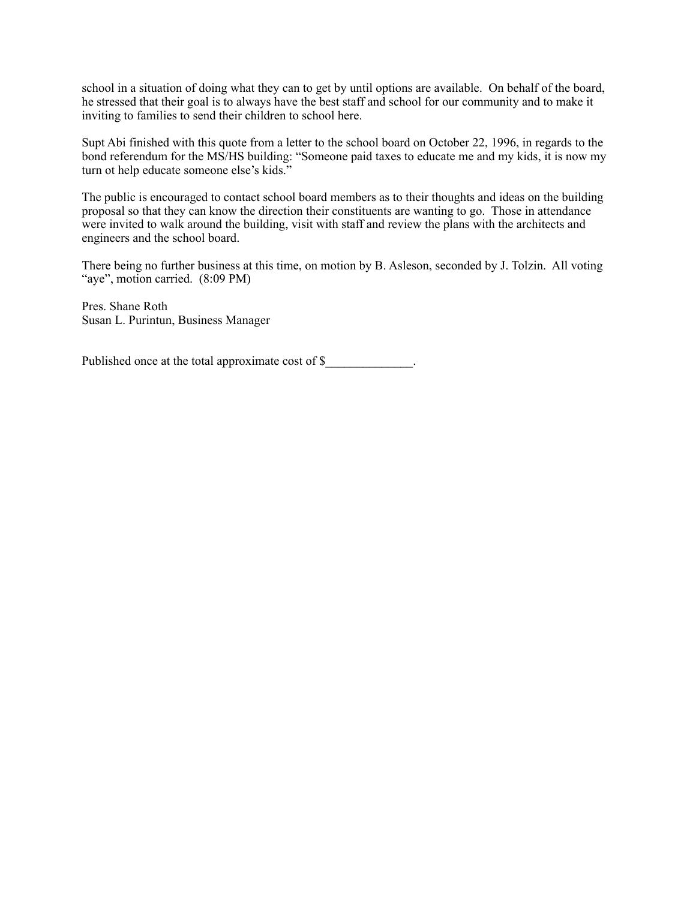school in a situation of doing what they can to get by until options are available. On behalf of the board, he stressed that their goal is to always have the best staff and school for our community and to make it inviting to families to send their children to school here.

Supt Abi finished with this quote from a letter to the school board on October 22, 1996, in regards to the bond referendum for the MS/HS building: "Someone paid taxes to educate me and my kids, it is now my turn ot help educate someone else's kids."

The public is encouraged to contact school board members as to their thoughts and ideas on the building proposal so that they can know the direction their constituents are wanting to go. Those in attendance were invited to walk around the building, visit with staff and review the plans with the architects and engineers and the school board.

There being no further business at this time, on motion by B. Asleson, seconded by J. Tolzin. All voting "aye", motion carried. (8:09 PM)

Pres. Shane Roth
Susan L. Purintun, Business Manager

Published once at the total approximate cost of $______________.